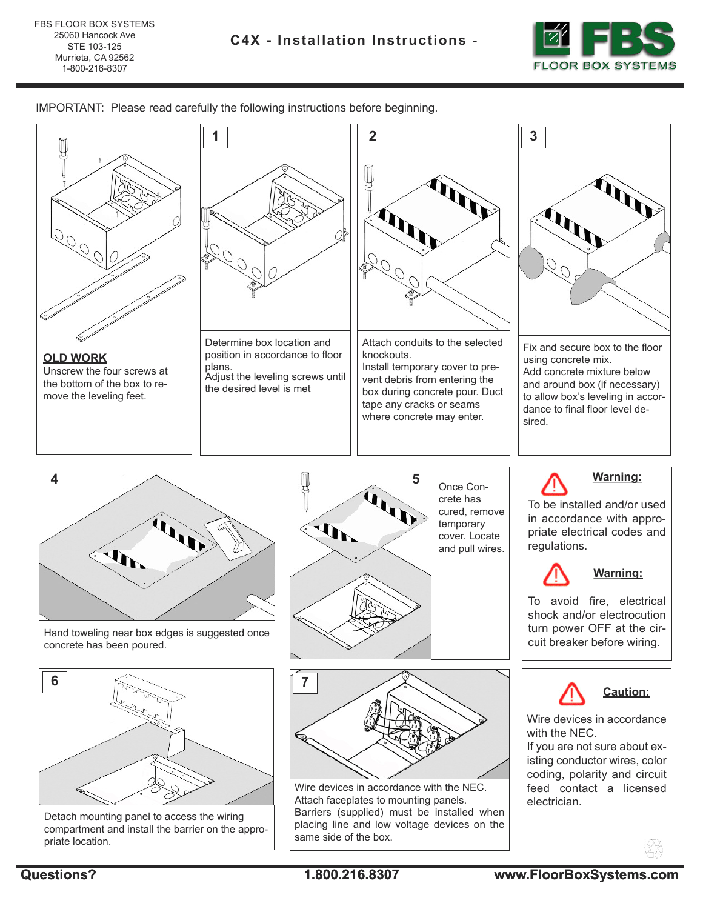FBS FLOOR BOX SYSTEMS
25060 Hancock Ave
STE 103-125
Murrieta, CA 92562
1-800-216-8307

# C4X - Installation Instructions -

FBS FLOOR BOX SYSTEMS

IMPORTANT: Please read carefully the following instructions before beginning.

**OLD WORK**
Unscrew the four screws at the bottom of the box to remove the leveling feet.

**1**
Determine box location and position in accordance to floor plans.
Adjust the leveling screws until the desired level is met

**2**
Attach conduits to the selected knockouts.
Install temporary cover to prevent debris from entering the box during concrete pour. Duct tape any cracks or seams where concrete may enter.

**3**
Fix and secure box to the floor using concrete mix.
Add concrete mixture below and around box (if necessary) to allow box's leveling in accordance to final floor level desired.

**4**
Hand toweling near box edges is suggested once concrete has been poured.

**5**
Once Concrete has cured, remove temporary cover. Locate and pull wires.

**Warning:**
To be installed and/or used in accordance with appropriate electrical codes and regulations.

**Warning:**
To avoid fire, electrical shock and/or electrocution turn power OFF at the circuit breaker before wiring.

**6**
Detach mounting panel to access the wiring compartment and install the barrier on the appropriate location.

**7**
Wire devices in accordance with the NEC.
Attach faceplates to mounting panels.
Barriers (supplied) must be installed when placing line and low voltage devices on the same side of the box.

**Caution:**
Wire devices in accordance with the NEC.
If you are not sure about existing conductor wires, color coding, polarity and circuit feed contact a licensed electrician.

**Questions?** **1.800.216.8307** **www.FloorBoxSystems.com**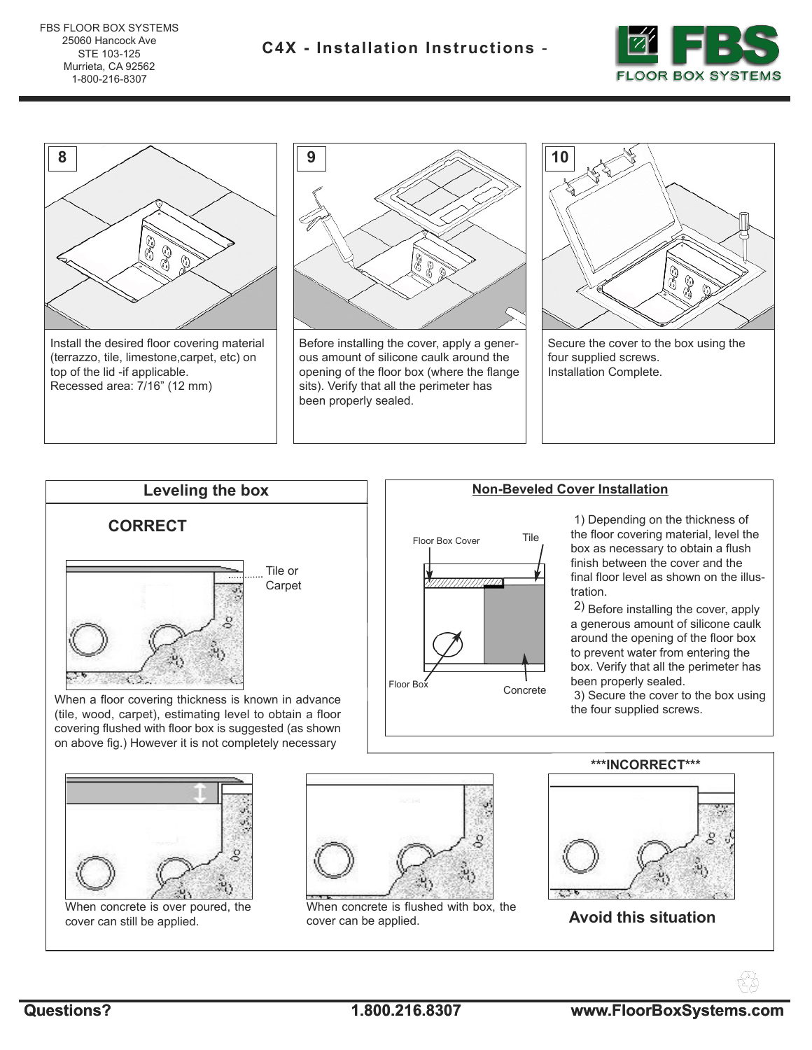FBS FLOOR BOX SYSTEMS
25060 Hancock Ave
STE 103-125
Murrieta, CA 92562
1-800-216-8307

# C4X - Installation Instructions -

**8**

Install the desired floor covering material (terrazzo, tile, limestone,carpet, etc) on top of the lid -if applicable.
Recessed area: 7/16" (12 mm)

**9**

Before installing the cover, apply a generous amount of silicone caulk around the opening of the floor box (where the flange sits). Verify that all the perimeter has been properly sealed.

**10**

Secure the cover to the box using the four supplied screws.
Installation Complete.

## Leveling the box

### CORRECT

Tile or Carpet

When a floor covering thickness is known in advance (tile, wood, carpet), estimating level to obtain a floor covering flushed with floor box is suggested (as shown on above fig.) However it is not completely necessary

When concrete is over poured, the cover can still be applied.

When concrete is flushed with box, the cover can be applied.

***INCORRECT***

**Avoid this situation**

## Non-Beveled Cover Installation

Floor Box Cover
Tile
Floor Box
Concrete

1) Depending on the thickness of the floor covering material, level the box as necessary to obtain a flush finish between the cover and the final floor level as shown on the illustration.

2) Before installing the cover, apply a generous amount of silicone caulk around the opening of the floor box to prevent water from entering the box. Verify that all the perimeter has been properly sealed.

3) Secure the cover to the box using the four supplied screws.

**Questions?** **1.800.216.8307** **www.FloorBoxSystems.com**